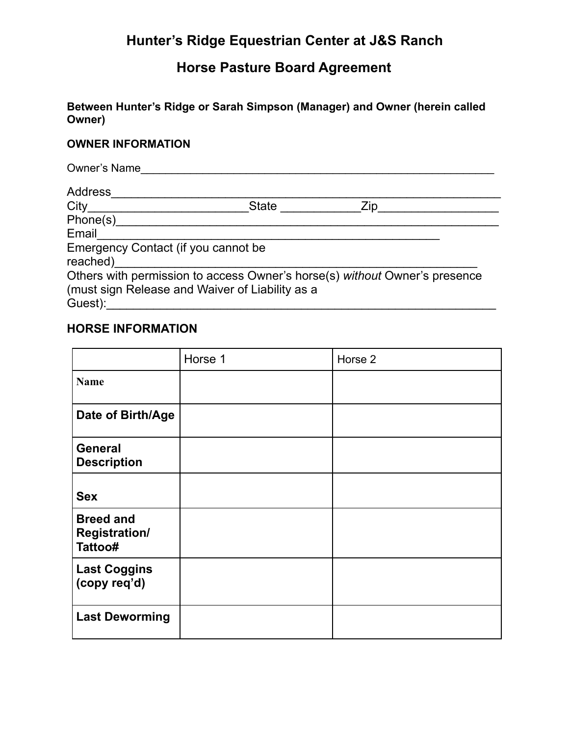# Hunter's Ridge Equestrian Center at J&S Ranch

## Horse Pasture Board Agreement

**Between Hunter's Ridge or Sarah Simpson (Manager) and Owner (herein called Owner)**

**OWNER INFORMATION**

Owner's Name___________________________________________________________

Address______________________________________________________________
City________________________State ____________Zip__________________
Phone(s)______________________________________________________________
Email_______________________________________________________
Emergency Contact (if you cannot be reached)_____________________________________________________
Others with permission to access Owner's horse(s) *without* Owner's presence (must sign Release and Waiver of Liability as a Guest):_____________________________________________________________

### HORSE INFORMATION

| | Horse 1 | Horse 2 |
|---|---|---|
| **Name** | | |
| **Date of Birth/Age** | | |
| **General Description** | | |
| **Sex** | | |
| **Breed and Registration/ Tattoo#** | | |
| **Last Coggins (copy req'd)** | | |
| **Last Deworming** | | |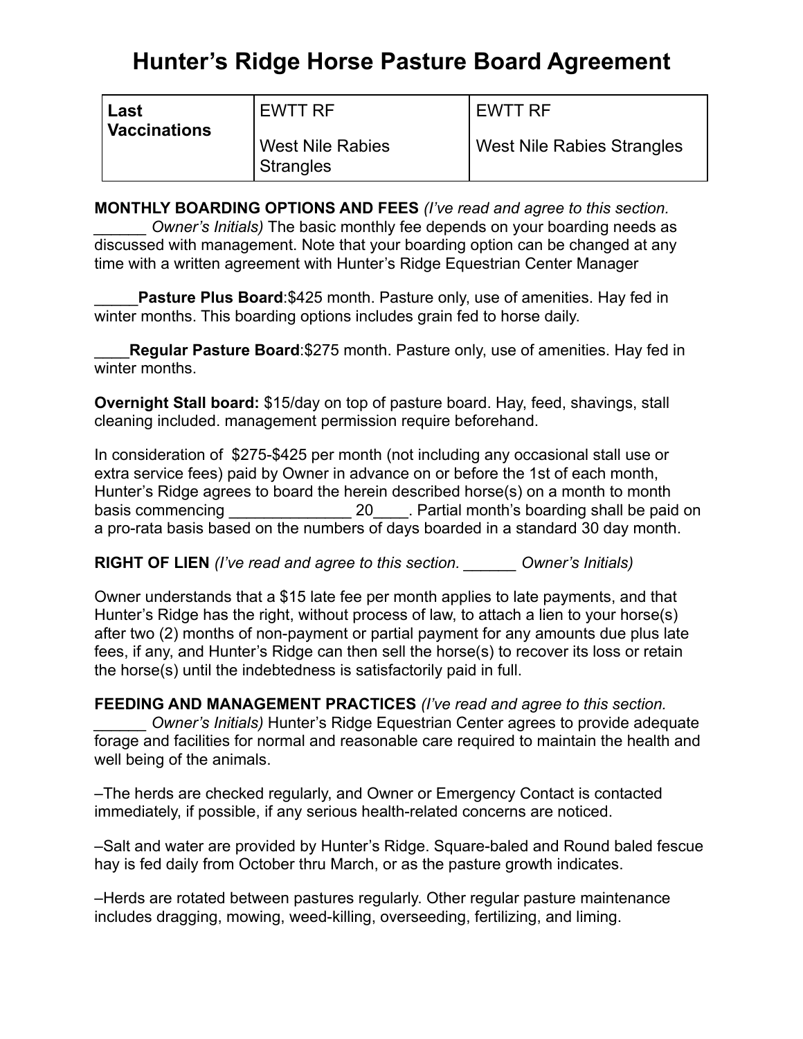# Hunter’s Ridge Horse Pasture Board Agreement

| Last Vaccinations | EWTT RF<br><br>West Nile Rabies Strangles | EWTT RF<br><br>West Nile Rabies Strangles |
|---|---|---|

**MONTHLY BOARDING OPTIONS AND FEES** *(I’ve read and agree to this section. ______ Owner’s Initials)* The basic monthly fee depends on your boarding needs as discussed with management. Note that your boarding option can be changed at any time with a written agreement with Hunter’s Ridge Equestrian Center Manager

_____**Pasture Plus Board**:$425 month. Pasture only, use of amenities. Hay fed in winter months. This boarding options includes grain fed to horse daily.

____**Regular Pasture Board**:$275 month. Pasture only, use of amenities. Hay fed in winter months.

**Overnight Stall board:** $15/day on top of pasture board. Hay, feed, shavings, stall cleaning included. management permission require beforehand.

In consideration of $275-$425 per month (not including any occasional stall use or extra service fees) paid by Owner in advance on or before the 1st of each month, Hunter’s Ridge agrees to board the herein described horse(s) on a month to month basis commencing ______________ 20____. Partial month’s boarding shall be paid on a pro-rata basis based on the numbers of days boarded in a standard 30 day month.

**RIGHT OF LIEN** *(I’ve read and agree to this section. ______ Owner’s Initials)*

Owner understands that a $15 late fee per month applies to late payments, and that Hunter’s Ridge has the right, without process of law, to attach a lien to your horse(s) after two (2) months of non-payment or partial payment for any amounts due plus late fees, if any, and Hunter’s Ridge can then sell the horse(s) to recover its loss or retain the horse(s) until the indebtedness is satisfactorily paid in full.

**FEEDING AND MANAGEMENT PRACTICES** *(I’ve read and agree to this section. ______ Owner’s Initials)* Hunter’s Ridge Equestrian Center agrees to provide adequate forage and facilities for normal and reasonable care required to maintain the health and well being of the animals.

–The herds are checked regularly, and Owner or Emergency Contact is contacted immediately, if possible, if any serious health-related concerns are noticed.

–Salt and water are provided by Hunter’s Ridge. Square-baled and Round baled fescue hay is fed daily from October thru March, or as the pasture growth indicates.

–Herds are rotated between pastures regularly. Other regular pasture maintenance includes dragging, mowing, weed-killing, overseeding, fertilizing, and liming.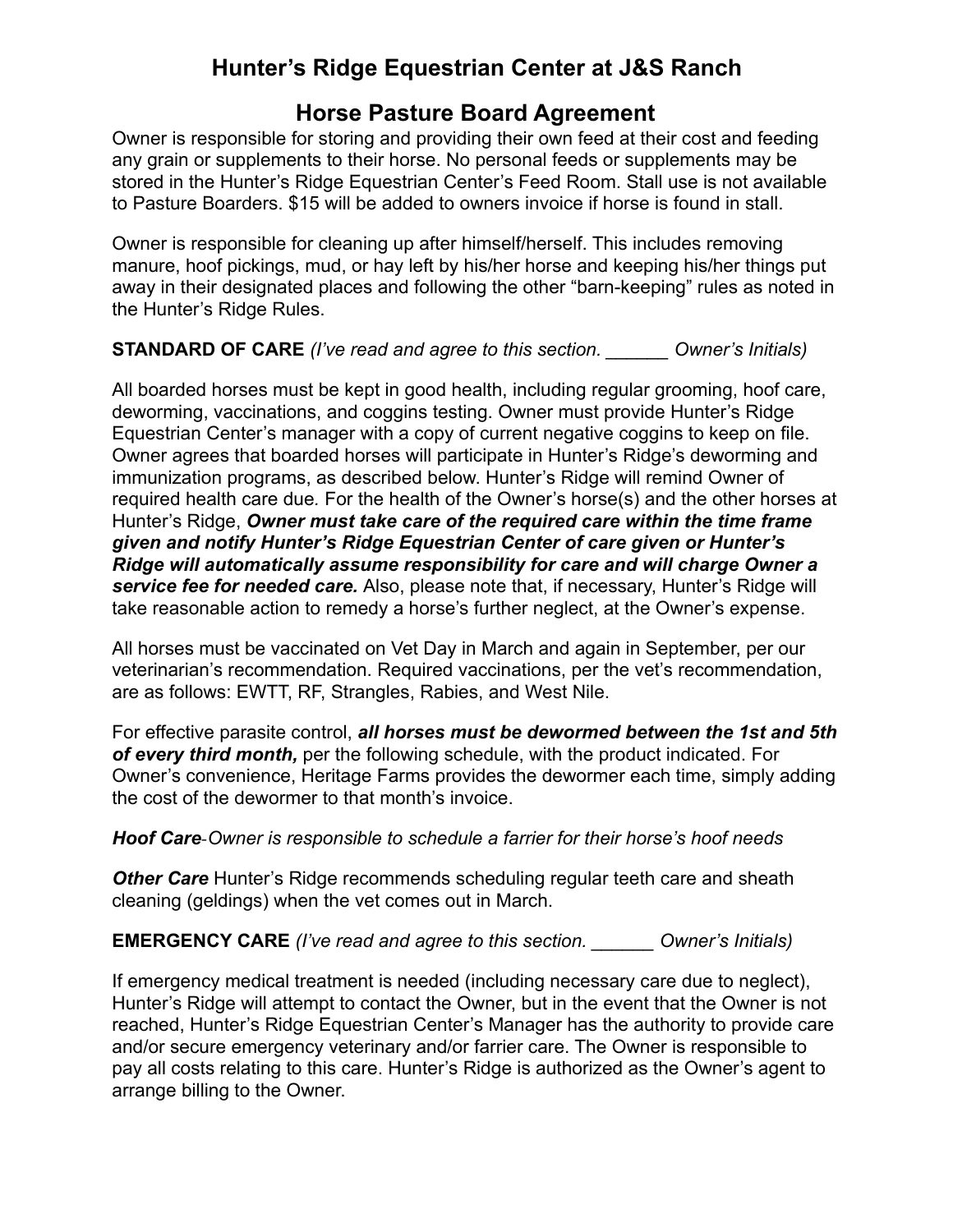# Hunter’s Ridge Equestrian Center at J&S Ranch

## Horse Pasture Board Agreement

Owner is responsible for storing and providing their own feed at their cost and feeding any grain or supplements to their horse. No personal feeds or supplements may be stored in the Hunter’s Ridge Equestrian Center’s Feed Room. Stall use is not available to Pasture Boarders. $15 will be added to owners invoice if horse is found in stall.

Owner is responsible for cleaning up after himself/herself. This includes removing manure, hoof pickings, mud, or hay left by his/her horse and keeping his/her things put away in their designated places and following the other “barn-keeping” rules as noted in the Hunter’s Ridge Rules.

**STANDARD OF CARE** *(I’ve read and agree to this section. ______ Owner’s Initials)*

All boarded horses must be kept in good health, including regular grooming, hoof care, deworming, vaccinations, and coggins testing. Owner must provide Hunter’s Ridge Equestrian Center’s manager with a copy of current negative coggins to keep on file. Owner agrees that boarded horses will participate in Hunter’s Ridge’s deworming and immunization programs, as described below. Hunter’s Ridge will remind Owner of required health care due. For the health of the Owner’s horse(s) and the other horses at Hunter’s Ridge, ***Owner must take care of the required care within the time frame given and notify Hunter’s Ridge Equestrian Center of care given or Hunter’s Ridge will automatically assume responsibility for care and will charge Owner a service fee for needed care.*** Also, please note that, if necessary, Hunter’s Ridge will take reasonable action to remedy a horse’s further neglect, at the Owner’s expense.

All horses must be vaccinated on Vet Day in March and again in September, per our veterinarian’s recommendation. Required vaccinations, per the vet’s recommendation, are as follows: EWTT, RF, Strangles, Rabies, and West Nile.

For effective parasite control, ***all horses must be dewormed between the 1st and 5th of every third month,*** per the following schedule, with the product indicated. For Owner’s convenience, Heritage Farms provides the dewormer each time, simply adding the cost of the dewormer to that month’s invoice.

***Hoof Care***-*Owner is responsible to schedule a farrier for their horse’s hoof needs*

***Other Care*** Hunter’s Ridge recommends scheduling regular teeth care and sheath cleaning (geldings) when the vet comes out in March.

**EMERGENCY CARE** *(I’ve read and agree to this section. ______ Owner’s Initials)*

If emergency medical treatment is needed (including necessary care due to neglect), Hunter’s Ridge will attempt to contact the Owner, but in the event that the Owner is not reached, Hunter’s Ridge Equestrian Center’s Manager has the authority to provide care and/or secure emergency veterinary and/or farrier care. The Owner is responsible to pay all costs relating to this care. Hunter’s Ridge is authorized as the Owner’s agent to arrange billing to the Owner.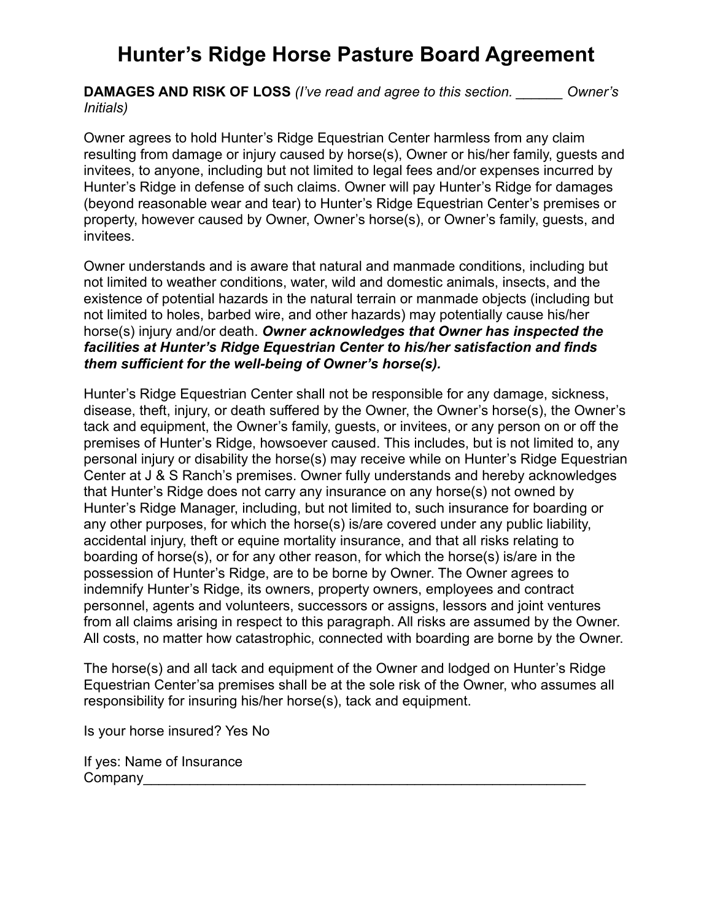# Hunter’s Ridge Horse Pasture Board Agreement

**DAMAGES AND RISK OF LOSS** *(I’ve read and agree to this section. ______ Owner’s Initials)*

Owner agrees to hold Hunter’s Ridge Equestrian Center harmless from any claim resulting from damage or injury caused by horse(s), Owner or his/her family, guests and invitees, to anyone, including but not limited to legal fees and/or expenses incurred by Hunter’s Ridge in defense of such claims. Owner will pay Hunter’s Ridge for damages (beyond reasonable wear and tear) to Hunter’s Ridge Equestrian Center’s premises or property, however caused by Owner, Owner’s horse(s), or Owner’s family, guests, and invitees.

Owner understands and is aware that natural and manmade conditions, including but not limited to weather conditions, water, wild and domestic animals, insects, and the existence of potential hazards in the natural terrain or manmade objects (including but not limited to holes, barbed wire, and other hazards) may potentially cause his/her horse(s) injury and/or death. ***Owner acknowledges that Owner has inspected the facilities at Hunter’s Ridge Equestrian Center to his/her satisfaction and finds them sufficient for the well-being of Owner’s horse(s).***

Hunter’s Ridge Equestrian Center shall not be responsible for any damage, sickness, disease, theft, injury, or death suffered by the Owner, the Owner’s horse(s), the Owner’s tack and equipment, the Owner’s family, guests, or invitees, or any person on or off the premises of Hunter’s Ridge, howsoever caused. This includes, but is not limited to, any personal injury or disability the horse(s) may receive while on Hunter’s Ridge Equestrian Center at J & S Ranch’s premises. Owner fully understands and hereby acknowledges that Hunter’s Ridge does not carry any insurance on any horse(s) not owned by Hunter’s Ridge Manager, including, but not limited to, such insurance for boarding or any other purposes, for which the horse(s) is/are covered under any public liability, accidental injury, theft or equine mortality insurance, and that all risks relating to boarding of horse(s), or for any other reason, for which the horse(s) is/are in the possession of Hunter’s Ridge, are to be borne by Owner. The Owner agrees to indemnify Hunter’s Ridge, its owners, property owners, employees and contract personnel, agents and volunteers, successors or assigns, lessors and joint ventures from all claims arising in respect to this paragraph. All risks are assumed by the Owner. All costs, no matter how catastrophic, connected with boarding are borne by the Owner.

The horse(s) and all tack and equipment of the Owner and lodged on Hunter’s Ridge Equestrian Center’sa premises shall be at the sole risk of the Owner, who assumes all responsibility for insuring his/her horse(s), tack and equipment.

Is your horse insured? Yes No

If yes: Name of Insurance Company______________________________________________________________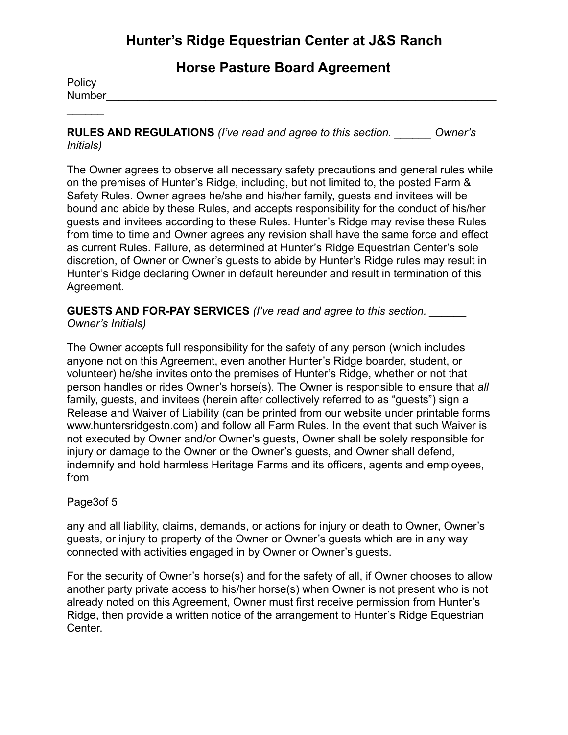# Hunter's Ridge Equestrian Center at J&S Ranch

## Horse Pasture Board Agreement

Policy Number________________________________________________________________________

**RULES AND REGULATIONS** *(I've read and agree to this section. ______ Owner's Initials)*

The Owner agrees to observe all necessary safety precautions and general rules while on the premises of Hunter's Ridge, including, but not limited to, the posted Farm & Safety Rules. Owner agrees he/she and his/her family, guests and invitees will be bound and abide by these Rules, and accepts responsibility for the conduct of his/her guests and invitees according to these Rules. Hunter's Ridge may revise these Rules from time to time and Owner agrees any revision shall have the same force and effect as current Rules. Failure, as determined at Hunter's Ridge Equestrian Center's sole discretion, of Owner or Owner's guests to abide by Hunter's Ridge rules may result in Hunter's Ridge declaring Owner in default hereunder and result in termination of this Agreement.

**GUESTS AND FOR-PAY SERVICES** *(I've read and agree to this section. ______ Owner's Initials)*

The Owner accepts full responsibility for the safety of any person (which includes anyone not on this Agreement, even another Hunter's Ridge boarder, student, or volunteer) he/she invites onto the premises of Hunter's Ridge, whether or not that person handles or rides Owner's horse(s). The Owner is responsible to ensure that *all* family, guests, and invitees (herein after collectively referred to as "guests") sign a Release and Waiver of Liability (can be printed from our website under printable forms www.huntersridgestn.com) and follow all Farm Rules. In the event that such Waiver is not executed by Owner and/or Owner's guests, Owner shall be solely responsible for injury or damage to the Owner or the Owner's guests, and Owner shall defend, indemnify and hold harmless Heritage Farms and its officers, agents and employees, from any and all liability, claims, demands, or actions for injury or death to Owner, Owner's guests, or injury to property of the Owner or Owner's guests which are in any way connected with activities engaged in by Owner or Owner's guests.

For the security of Owner's horse(s) and for the safety of all, if Owner chooses to allow another party private access to his/her horse(s) when Owner is not present who is not already noted on this Agreement, Owner must first receive permission from Hunter's Ridge, then provide a written notice of the arrangement to Hunter's Ridge Equestrian Center.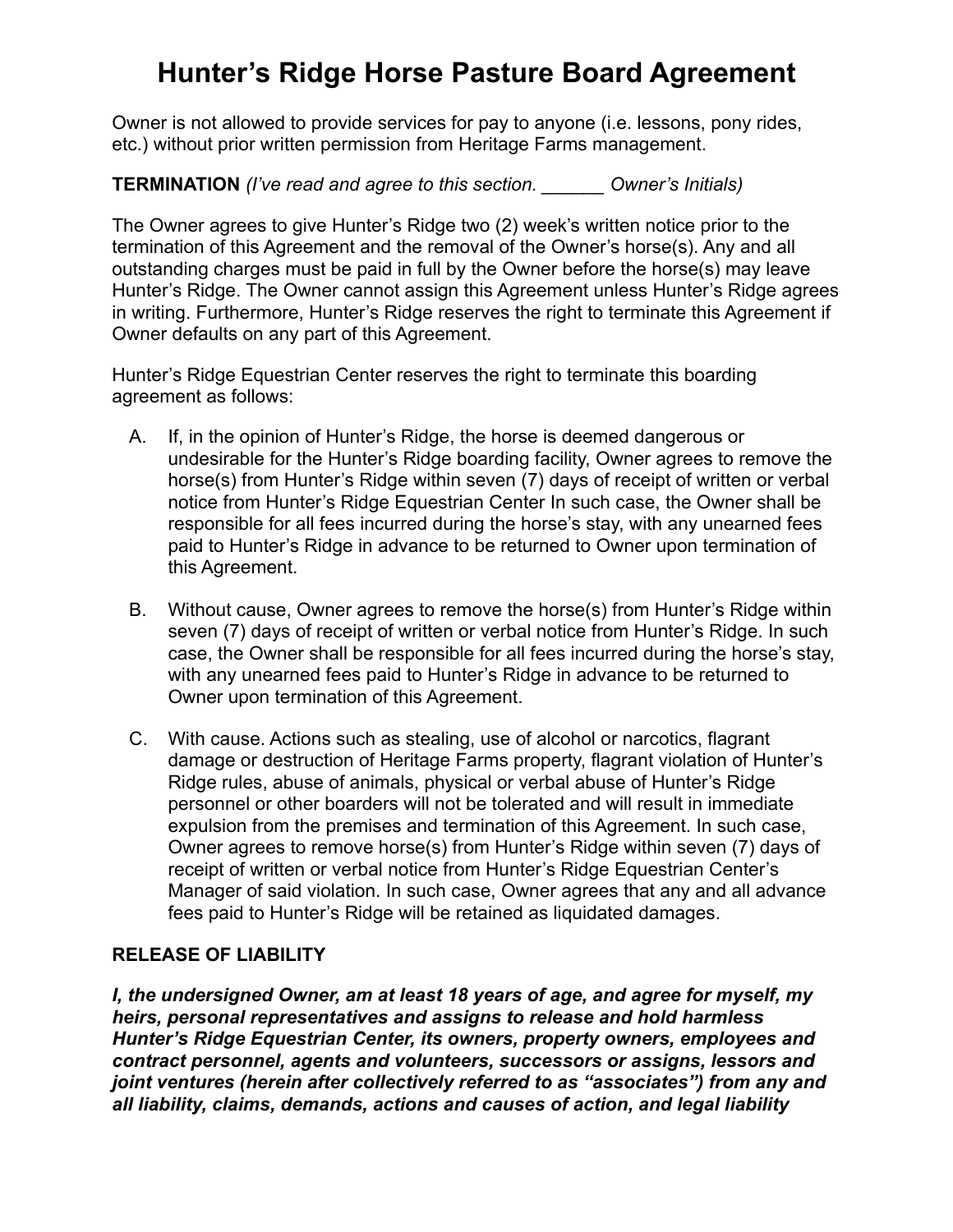# Hunter's Ridge Horse Pasture Board Agreement

Owner is not allowed to provide services for pay to anyone (i.e. lessons, pony rides, etc.) without prior written permission from Heritage Farms management.

**TERMINATION** *(I've read and agree to this section. ______ Owner's Initials)*

The Owner agrees to give Hunter's Ridge two (2) week's written notice prior to the termination of this Agreement and the removal of the Owner's horse(s). Any and all outstanding charges must be paid in full by the Owner before the horse(s) may leave Hunter's Ridge. The Owner cannot assign this Agreement unless Hunter's Ridge agrees in writing. Furthermore, Hunter's Ridge reserves the right to terminate this Agreement if Owner defaults on any part of this Agreement.

Hunter's Ridge Equestrian Center reserves the right to terminate this boarding agreement as follows:

A. If, in the opinion of Hunter's Ridge, the horse is deemed dangerous or undesirable for the Hunter's Ridge boarding facility, Owner agrees to remove the horse(s) from Hunter's Ridge within seven (7) days of receipt of written or verbal notice from Hunter's Ridge Equestrian Center In such case, the Owner shall be responsible for all fees incurred during the horse's stay, with any unearned fees paid to Hunter's Ridge in advance to be returned to Owner upon termination of this Agreement.

B. Without cause, Owner agrees to remove the horse(s) from Hunter's Ridge within seven (7) days of receipt of written or verbal notice from Hunter's Ridge. In such case, the Owner shall be responsible for all fees incurred during the horse's stay, with any unearned fees paid to Hunter's Ridge in advance to be returned to Owner upon termination of this Agreement.

C. With cause. Actions such as stealing, use of alcohol or narcotics, flagrant damage or destruction of Heritage Farms property, flagrant violation of Hunter's Ridge rules, abuse of animals, physical or verbal abuse of Hunter's Ridge personnel or other boarders will not be tolerated and will result in immediate expulsion from the premises and termination of this Agreement. In such case, Owner agrees to remove horse(s) from Hunter's Ridge within seven (7) days of receipt of written or verbal notice from Hunter's Ridge Equestrian Center's Manager of said violation. In such case, Owner agrees that any and all advance fees paid to Hunter's Ridge will be retained as liquidated damages.

**RELEASE OF LIABILITY**

***I, the undersigned Owner, am at least 18 years of age, and agree for myself, my heirs, personal representatives and assigns to release and hold harmless Hunter's Ridge Equestrian Center, its owners, property owners, employees and contract personnel, agents and volunteers, successors or assigns, lessors and joint ventures (herein after collectively referred to as "associates") from any and all liability, claims, demands, actions and causes of action, and legal liability***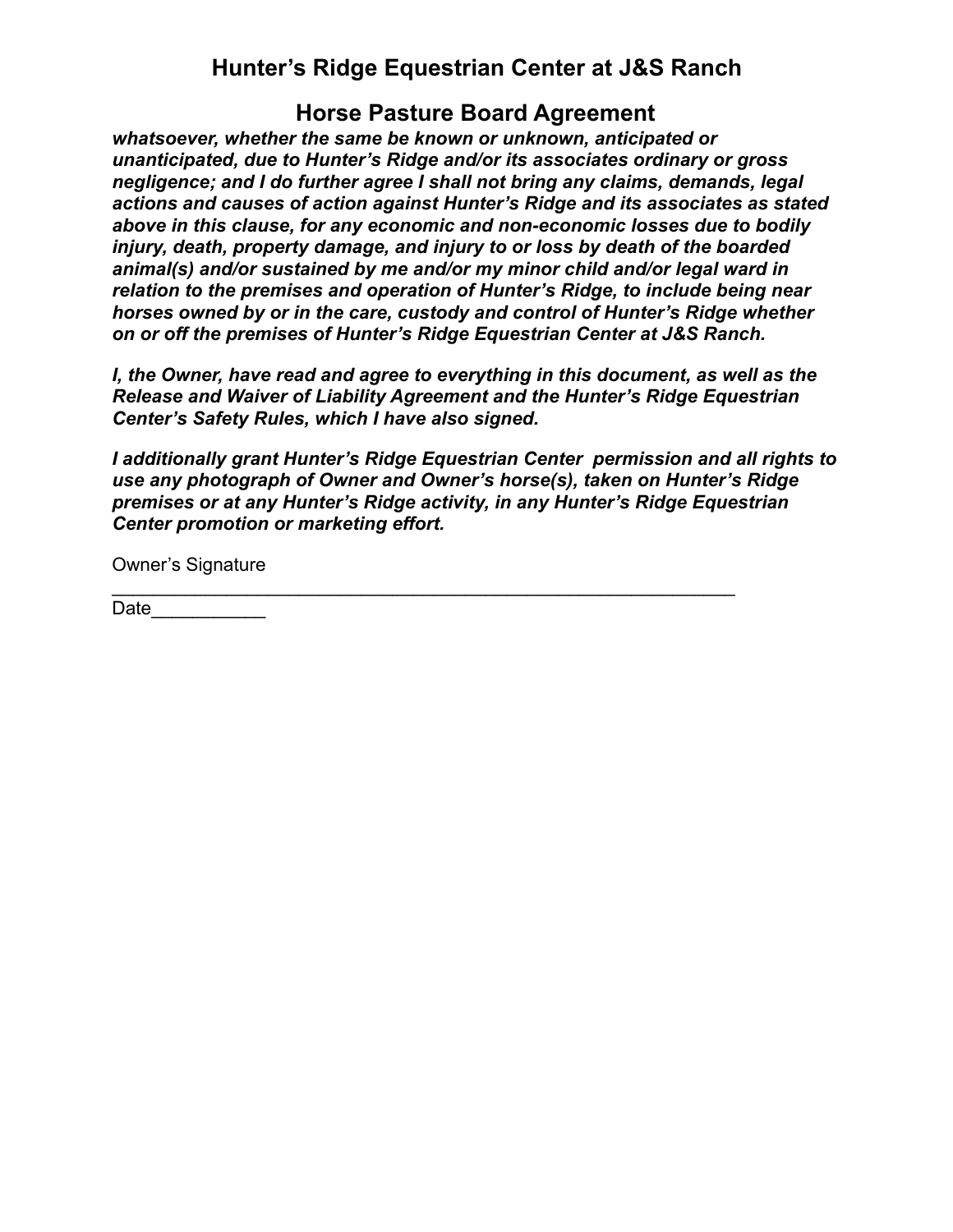***whatsoever, whether the same be known or unknown, anticipated or unanticipated, due to Hunter's Ridge and/or its associates ordinary or gross negligence; and I do further agree I shall not bring any claims, demands, legal actions and causes of action against Hunter's Ridge and its associates as stated above in this clause, for any economic and non-economic losses due to bodily injury, death, property damage, and injury to or loss by death of the boarded animal(s) and/or sustained by me and/or my minor child and/or legal ward in relation to the premises and operation of Hunter's Ridge, to include being near horses owned by or in the care, custody and control of Hunter's Ridge whether on or off the premises of Hunter's Ridge Equestrian Center at J&S Ranch.***

***I, the Owner, have read and agree to everything in this document, as well as the Release and Waiver of Liability Agreement and the Hunter's Ridge Equestrian Center's Safety Rules, which I have also signed.***

***I additionally grant Hunter's Ridge Equestrian Center permission and all rights to use any photograph of Owner and Owner's horse(s), taken on Hunter's Ridge premises or at any Hunter's Ridge activity, in any Hunter's Ridge Equestrian Center promotion or marketing effort.***

Owner's Signature
_____________________________________________________________

Date___________